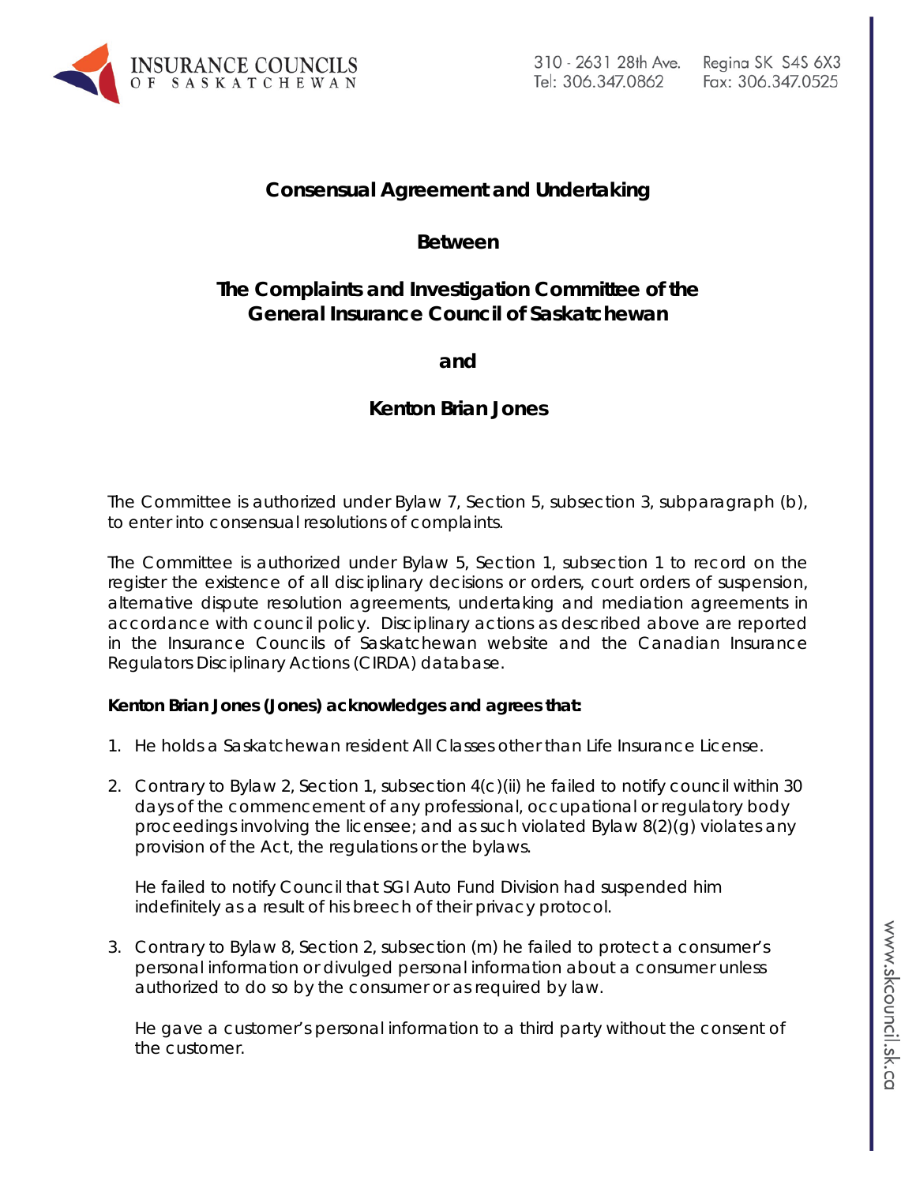# Consensual Agreement and Undertaking

## Between

## The Complaints and Investigation Committee of the General Insurance Council of Saskatchewan

## and

## Kenton Brian Jones

The Committee is authorized under Bylaw 7, Section 5, subsection 3, subparagraph (b), to enter into consensual resolutions of complaints.

The Committee is authorized under Bylaw 5, Section 1, subsection 1 to record on the register the existence of all disciplinary decisions or orders, court orders of suspension, alternative dispute resolution agreements, undertaking and mediation agreements in accordance with council policy. Disciplinary actions as described above are reported in the Insurance Councils of Saskatchewan website and the Canadian Insurance Regulators Disciplinary Actions (CIRDA) database.

**Kenton Brian Jones (Jones) acknowledges and agrees that:**

1. He holds a Saskatchewan resident All Classes other than Life Insurance License.

2. Contrary to Bylaw 2, Section 1, subsection 4(c)(ii) he failed to notify council within 30 days of the commencement of any professional, occupational or regulatory body proceedings involving the licensee; and as such violated Bylaw 8(2)(g) violates any provision of the Act, the regulations or the bylaws.

   He failed to notify Council that SGI Auto Fund Division had suspended him indefinitely as a result of his breech of their privacy protocol.

3. Contrary to Bylaw 8, Section 2, subsection (m) he failed to protect a consumer's personal information or divulged personal information about a consumer unless authorized to do so by the consumer or as required by law.

   He gave a customer's personal information to a third party without the consent of the customer.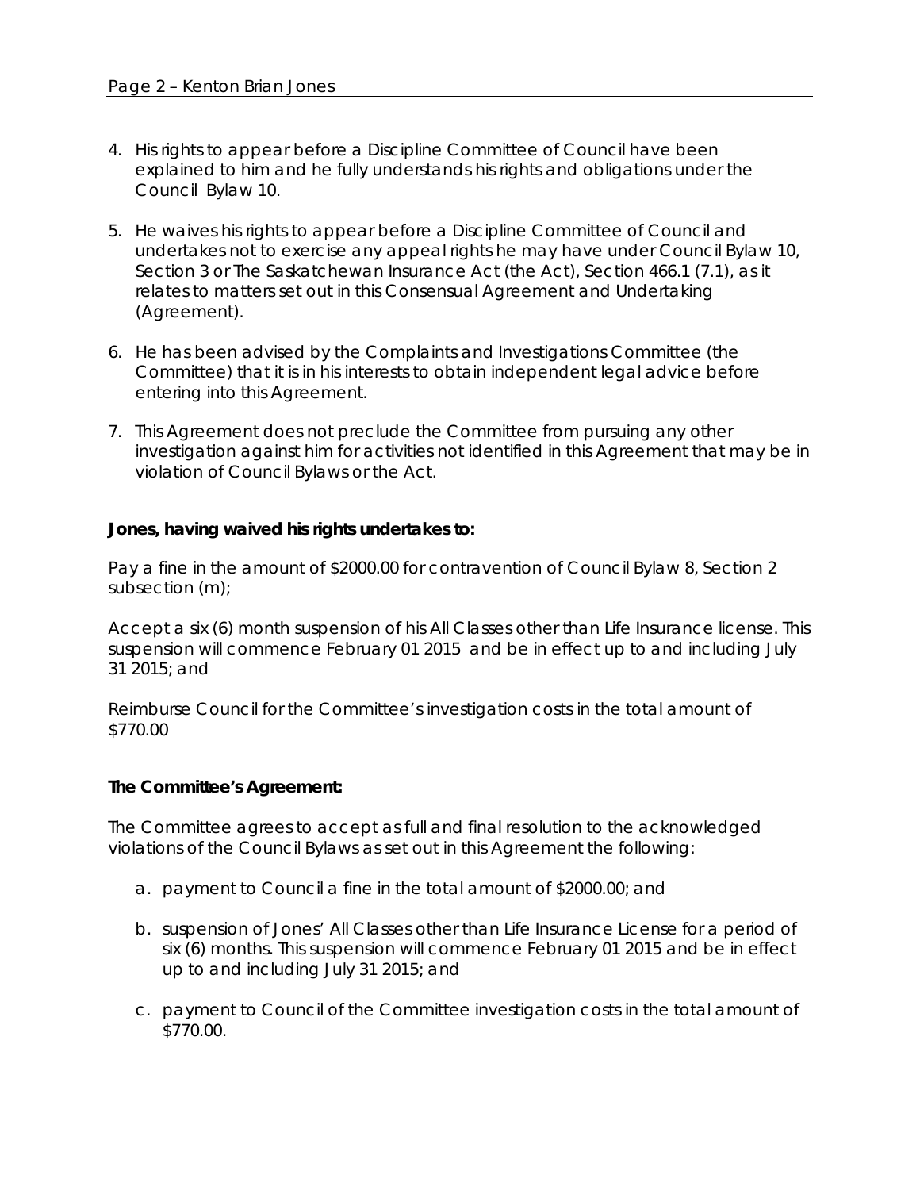4. His rights to appear before a Discipline Committee of Council have been explained to him and he fully understands his rights and obligations under the Council Bylaw 10.

5. He waives his rights to appear before a Discipline Committee of Council and undertakes not to exercise any appeal rights he may have under Council Bylaw 10, Section 3 or The Saskatchewan Insurance Act (the Act), Section 466.1 (7.1), as it relates to matters set out in this Consensual Agreement and Undertaking (Agreement).

6. He has been advised by the Complaints and Investigations Committee (the Committee) that it is in his interests to obtain independent legal advice before entering into this Agreement.

7. This Agreement does not preclude the Committee from pursuing any other investigation against him for activities not identified in this Agreement that may be in violation of Council Bylaws or the Act.

**Jones, having waived his rights undertakes to:**

Pay a fine in the amount of $2000.00 for contravention of Council Bylaw 8, Section 2 subsection (m);

Accept a six (6) month suspension of his All Classes other than Life Insurance license. This suspension will commence February 01 2015 and be in effect up to and including July 31 2015; and

Reimburse Council for the Committee's investigation costs in the total amount of $770.00

**The Committee's Agreement:**

The Committee agrees to accept as full and final resolution to the acknowledged violations of the Council Bylaws as set out in this Agreement the following:

a. payment to Council a fine in the total amount of $2000.00; and

b. suspension of Jones' All Classes other than Life Insurance License for a period of six (6) months. This suspension will commence February 01 2015 and be in effect up to and including July 31 2015; and

c. payment to Council of the Committee investigation costs in the total amount of $770.00.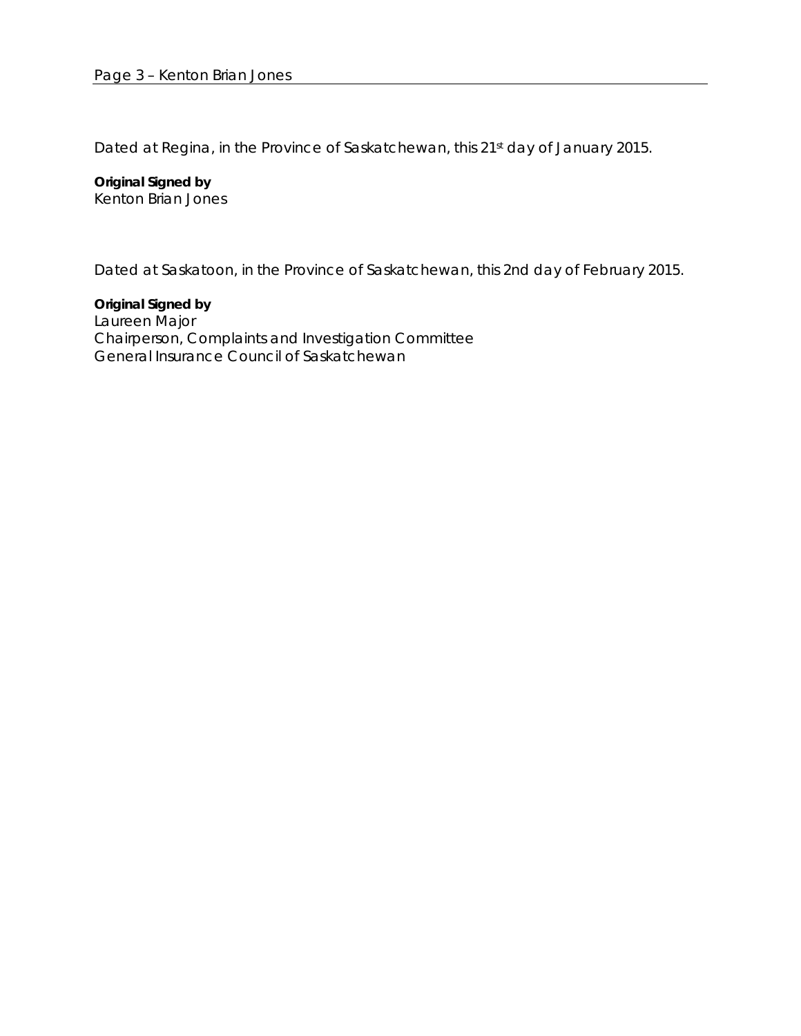Dated at Regina, in the Province of Saskatchewan, this 21st day of January 2015.

**Original Signed by**
Kenton Brian Jones

Dated at Saskatoon, in the Province of Saskatchewan, this 2nd day of February 2015.

**Original Signed by**
Laureen Major
Chairperson, Complaints and Investigation Committee
General Insurance Council of Saskatchewan